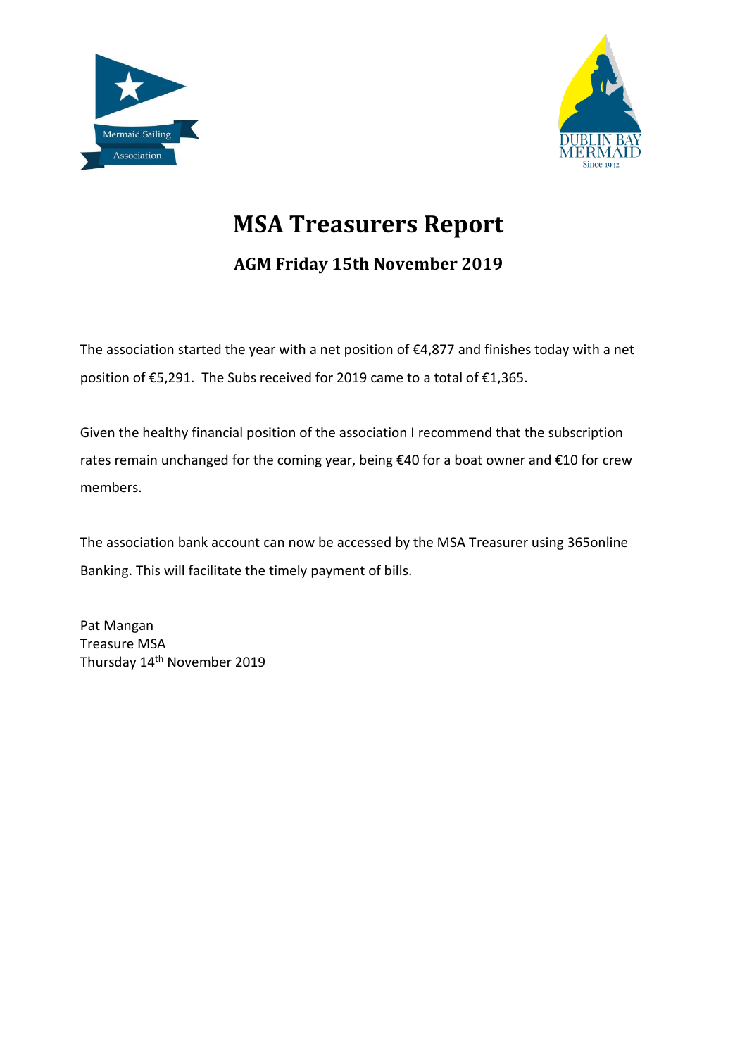# MSA Treasurers Report

## AGM Friday 15th November 2019

The association started the year with a net position of €4,877 and finishes today with a net position of €5,291. The Subs received for 2019 came to a total of €1,365.

Given the healthy financial position of the association I recommend that the subscription rates remain unchanged for the coming year, being €40 for a boat owner and €10 for crew members.

The association bank account can now be accessed by the MSA Treasurer using 365online Banking. This will facilitate the timely payment of bills.

Pat Mangan
Treasure MSA
Thursday 14th November 2019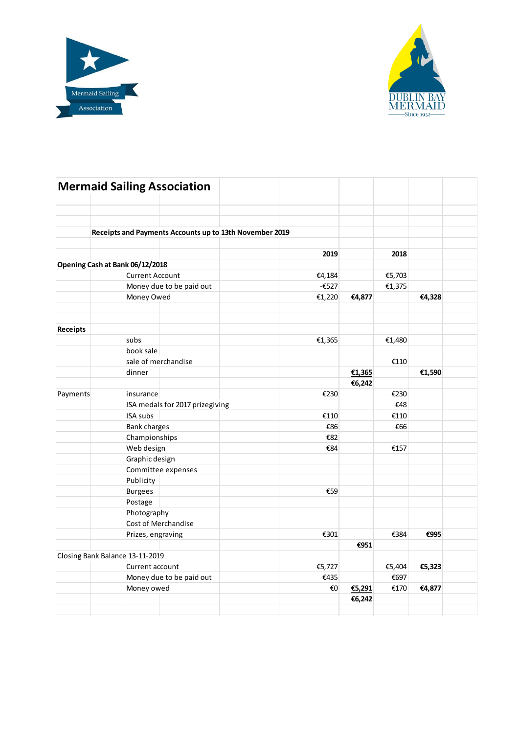Mermaid Sailing Association

DUBLIN BAY MERMAID
Since 1932

# Mermaid Sailing Association

**Receipts and Payments Accounts up to 13th November 2019**

| | | | | |
|---|---|---|---|---|
| | **2019** | | **2018** | |
| **Opening Cash at Bank 06/12/2018** | | | | |
| Current Account | €4,184 | | €5,703 | |
| Money due to be paid out | -€527 | | €1,375 | |
| Money Owed | €1,220 | **€4,877** | | **€4,328** |
| | | | | |
| **Receipts** | | | | |
| subs | €1,365 | | €1,480 | |
| book sale | | | | |
| sale of merchandise | | | €110 | |
| dinner | | **€1,365** | | **€1,590** |
| | | **€6,242** | | |
| Payments | | | | |
| insurance | €230 | | €230 | |
| ISA medals for 2017 prizegiving | | | €48 | |
| ISA subs | €110 | | €110 | |
| Bank charges | €86 | | €66 | |
| Championships | €82 | | | |
| Web design | €84 | | €157 | |
| Graphic design | | | | |
| Committee expenses | | | | |
| Publicity | | | | |
| Burgees | €59 | | | |
| Postage | | | | |
| Photography | | | | |
| Cost of Merchandise | | | | |
| Prizes, engraving | €301 | | €384 | **€995** |
| | | **€951** | | |
| Closing Bank Balance 13-11-2019 | | | | |
| Current account | €5,727 | | €5,404 | **€5,323** |
| Money due to be paid out | €435 | | €697 | |
| Money owed | €0 | **€5,291** | €170 | **€4,877** |
| | | **€6,242** | | |